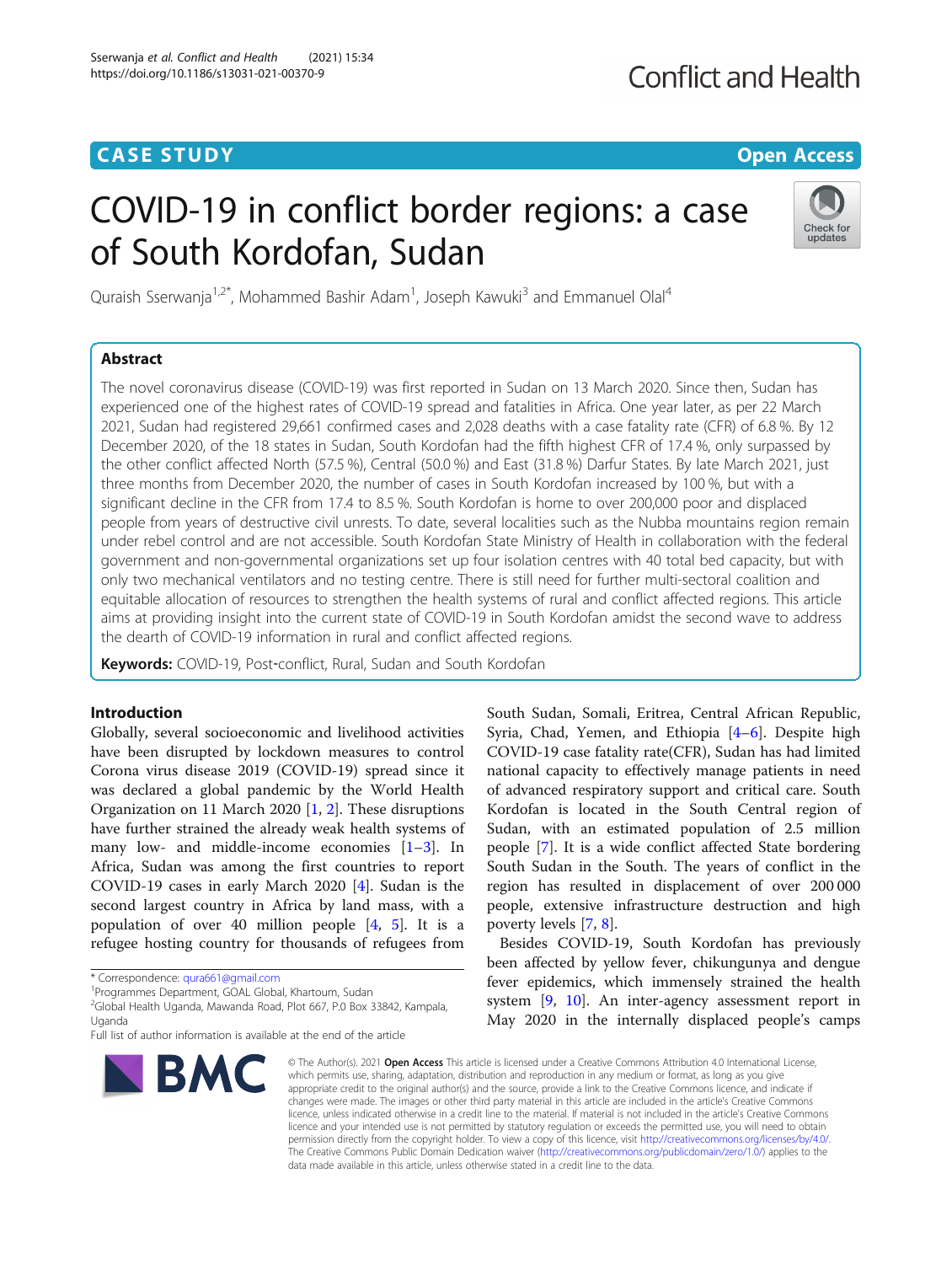CASE STUDY

Open Access

# COVID-19 in conflict border regions: a case of South Kordofan, Sudan

Quraish Sserwanja[1,2*], Mohammed Bashir Adam[1], Joseph Kawuki[3] and Emmanuel Olal[4]

## Abstract

The novel coronavirus disease (COVID-19) was first reported in Sudan on 13 March 2020. Since then, Sudan has experienced one of the highest rates of COVID-19 spread and fatalities in Africa. One year later, as per 22 March 2021, Sudan had registered 29,661 confirmed cases and 2,028 deaths with a case fatality rate (CFR) of 6.8 %. By 12 December 2020, of the 18 states in Sudan, South Kordofan had the fifth highest CFR of 17.4 %, only surpassed by the other conflict affected North (57.5 %), Central (50.0 %) and East (31.8 %) Darfur States. By late March 2021, just three months from December 2020, the number of cases in South Kordofan increased by 100 %, but with a significant decline in the CFR from 17.4 to 8.5 %. South Kordofan is home to over 200,000 poor and displaced people from years of destructive civil unrests. To date, several localities such as the Nubba mountains region remain under rebel control and are not accessible. South Kordofan State Ministry of Health in collaboration with the federal government and non-governmental organizations set up four isolation centres with 40 total bed capacity, but with only two mechanical ventilators and no testing centre. There is still need for further multi-sectoral coalition and equitable allocation of resources to strengthen the health systems of rural and conflict affected regions. This article aims at providing insight into the current state of COVID-19 in South Kordofan amidst the second wave to address the dearth of COVID-19 information in rural and conflict affected regions.

**Keywords:** COVID-19, Post-conflict, Rural, Sudan and South Kordofan

## Introduction

Globally, several socioeconomic and livelihood activities have been disrupted by lockdown measures to control Corona virus disease 2019 (COVID-19) spread since it was declared a global pandemic by the World Health Organization on 11 March 2020 [1, 2]. These disruptions have further strained the already weak health systems of many low- and middle-income economies [1–3]. In Africa, Sudan was among the first countries to report COVID-19 cases in early March 2020 [4]. Sudan is the second largest country in Africa by land mass, with a population of over 40 million people [4, 5]. It is a refugee hosting country for thousands of refugees from South Sudan, Somali, Eritrea, Central African Republic, Syria, Chad, Yemen, and Ethiopia [4–6]. Despite high COVID-19 case fatality rate(CFR), Sudan has had limited national capacity to effectively manage patients in need of advanced respiratory support and critical care. South Kordofan is located in the South Central region of Sudan, with an estimated population of 2.5 million people [7]. It is a wide conflict affected State bordering South Sudan in the South. The years of conflict in the region has resulted in displacement of over 200 000 people, extensive infrastructure destruction and high poverty levels [7, 8].

Besides COVID-19, South Kordofan has previously been affected by yellow fever, chikungunya and dengue fever epidemics, which immensely strained the health system [9, 10]. An inter-agency assessment report in May 2020 in the internally displaced people's camps

\* Correspondence: qura661@gmail.com
[1]Programmes Department, GOAL Global, Khartoum, Sudan
[2]Global Health Uganda, Mawanda Road, Plot 667, P.0 Box 33842, Kampala, Uganda
Full list of author information is available at the end of the article

© The Author(s). 2021 **Open Access** This article is licensed under a Creative Commons Attribution 4.0 International License, which permits use, sharing, adaptation, distribution and reproduction in any medium or format, as long as you give appropriate credit to the original author(s) and the source, provide a link to the Creative Commons licence, and indicate if changes were made. The images or other third party material in this article are included in the article's Creative Commons licence, unless indicated otherwise in a credit line to the material. If material is not included in the article's Creative Commons licence and your intended use is not permitted by statutory regulation or exceeds the permitted use, you will need to obtain permission directly from the copyright holder. To view a copy of this licence, visit http://creativecommons.org/licenses/by/4.0/. The Creative Commons Public Domain Dedication waiver (http://creativecommons.org/publicdomain/zero/1.0/) applies to the data made available in this article, unless otherwise stated in a credit line to the data.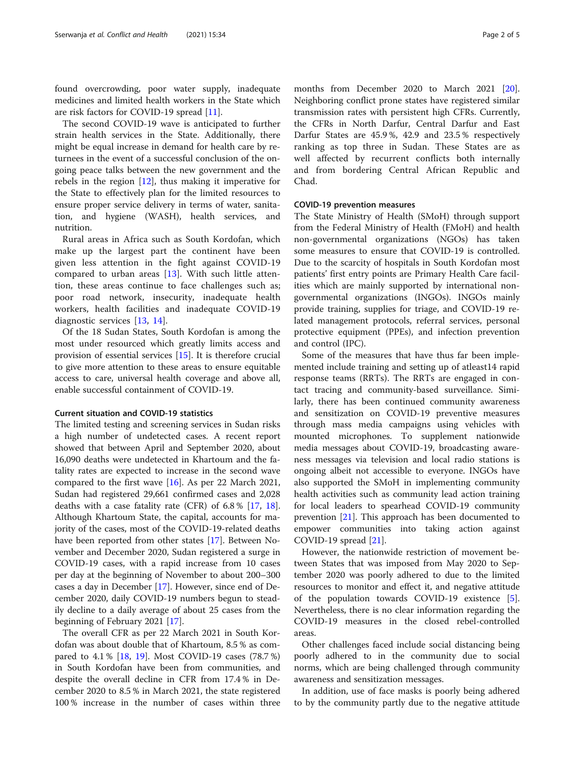found overcrowding, poor water supply, inadequate medicines and limited health workers in the State which are risk factors for COVID-19 spread [11].

The second COVID-19 wave is anticipated to further strain health services in the State. Additionally, there might be equal increase in demand for health care by returnees in the event of a successful conclusion of the ongoing peace talks between the new government and the rebels in the region [12], thus making it imperative for the State to effectively plan for the limited resources to ensure proper service delivery in terms of water, sanitation, and hygiene (WASH), health services, and nutrition.

Rural areas in Africa such as South Kordofan, which make up the largest part the continent have been given less attention in the fight against COVID-19 compared to urban areas [13]. With such little attention, these areas continue to face challenges such as; poor road network, insecurity, inadequate health workers, health facilities and inadequate COVID-19 diagnostic services [13, 14].

Of the 18 Sudan States, South Kordofan is among the most under resourced which greatly limits access and provision of essential services [15]. It is therefore crucial to give more attention to these areas to ensure equitable access to care, universal health coverage and above all, enable successful containment of COVID-19.

#### Current situation and COVID-19 statistics

The limited testing and screening services in Sudan risks a high number of undetected cases. A recent report showed that between April and September 2020, about 16,090 deaths were undetected in Khartoum and the fatality rates are expected to increase in the second wave compared to the first wave [16]. As per 22 March 2021, Sudan had registered 29,661 confirmed cases and 2,028 deaths with a case fatality rate (CFR) of 6.8 % [17, 18]. Although Khartoum State, the capital, accounts for majority of the cases, most of the COVID-19-related deaths have been reported from other states [17]. Between November and December 2020, Sudan registered a surge in COVID-19 cases, with a rapid increase from 10 cases per day at the beginning of November to about 200–300 cases a day in December [17]. However, since end of December 2020, daily COVID-19 numbers begun to steadily decline to a daily average of about 25 cases from the beginning of February 2021 [17].

The overall CFR as per 22 March 2021 in South Kordofan was about double that of Khartoum, 8.5 % as compared to 4.1 % [18, 19]. Most COVID-19 cases (78.7 %) in South Kordofan have been from communities, and despite the overall decline in CFR from 17.4 % in December 2020 to 8.5 % in March 2021, the state registered 100 % increase in the number of cases within three months from December 2020 to March 2021 [20]. Neighboring conflict prone states have registered similar transmission rates with persistent high CFRs. Currently, the CFRs in North Darfur, Central Darfur and East Darfur States are 45.9 %, 42.9 and 23.5 % respectively ranking as top three in Sudan. These States are as well affected by recurrent conflicts both internally and from bordering Central African Republic and Chad.

#### COVID-19 prevention measures

The State Ministry of Health (SMoH) through support from the Federal Ministry of Health (FMoH) and health non-governmental organizations (NGOs) has taken some measures to ensure that COVID-19 is controlled. Due to the scarcity of hospitals in South Kordofan most patients' first entry points are Primary Health Care facilities which are mainly supported by international non-governmental organizations (INGOs). INGOs mainly provide training, supplies for triage, and COVID-19 related management protocols, referral services, personal protective equipment (PPEs), and infection prevention and control (IPC).

Some of the measures that have thus far been implemented include training and setting up of atleast14 rapid response teams (RRTs). The RRTs are engaged in contact tracing and community-based surveillance. Similarly, there has been continued community awareness and sensitization on COVID-19 preventive measures through mass media campaigns using vehicles with mounted microphones. To supplement nationwide media messages about COVID-19, broadcasting awareness messages via television and local radio stations is ongoing albeit not accessible to everyone. INGOs have also supported the SMoH in implementing community health activities such as community lead action training for local leaders to spearhead COVID-19 community prevention [21]. This approach has been documented to empower communities into taking action against COVID-19 spread [21].

However, the nationwide restriction of movement between States that was imposed from May 2020 to September 2020 was poorly adhered to due to the limited resources to monitor and effect it, and negative attitude of the population towards COVID-19 existence [5]. Nevertheless, there is no clear information regarding the COVID-19 measures in the closed rebel-controlled areas.

Other challenges faced include social distancing being poorly adhered to in the community due to social norms, which are being challenged through community awareness and sensitization messages.

In addition, use of face masks is poorly being adhered to by the community partly due to the negative attitude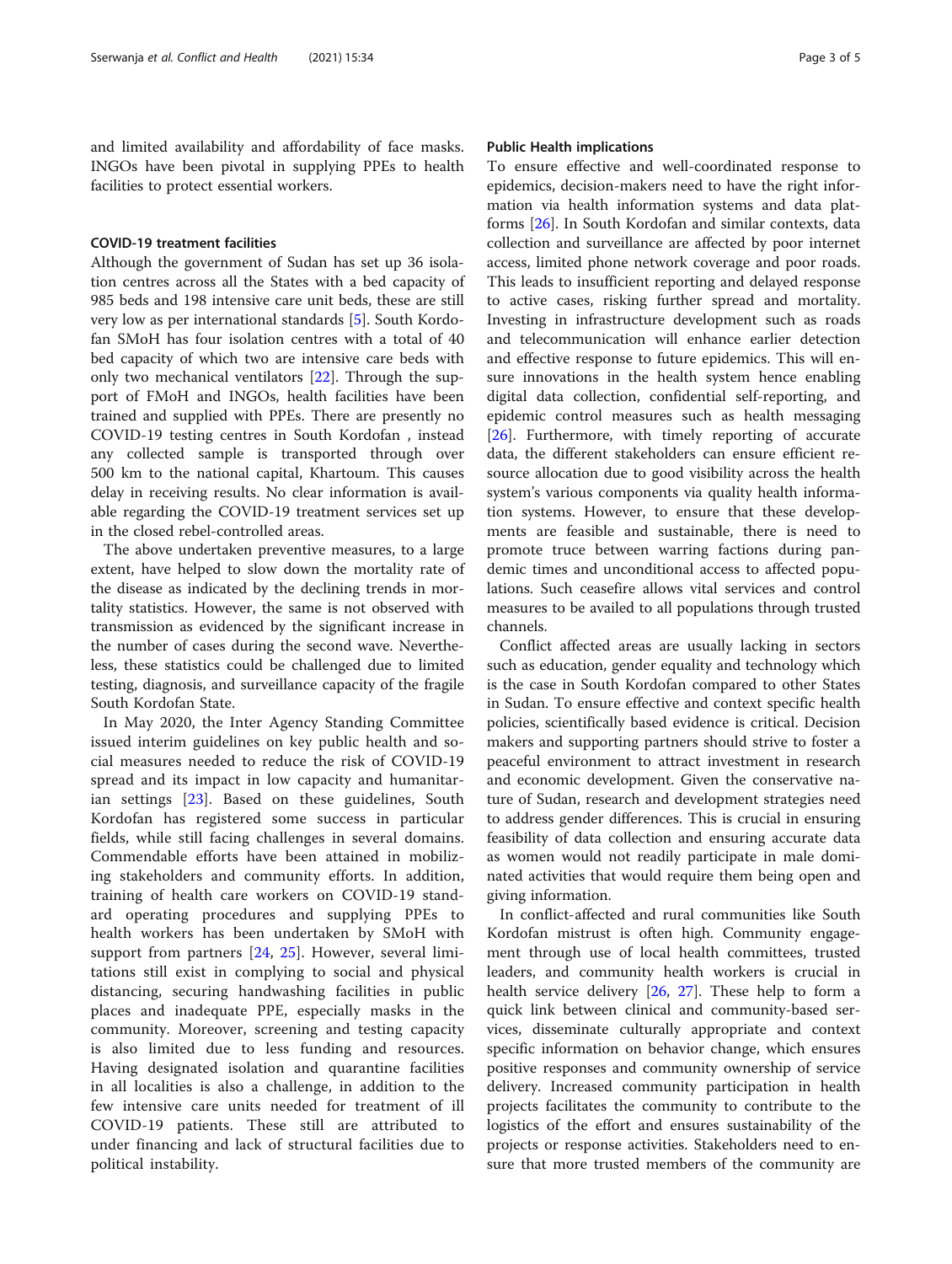and limited availability and affordability of face masks. INGOs have been pivotal in supplying PPEs to health facilities to protect essential workers.

### COVID-19 treatment facilities

Although the government of Sudan has set up 36 isolation centres across all the States with a bed capacity of 985 beds and 198 intensive care unit beds, these are still very low as per international standards [5]. South Kordofan SMoH has four isolation centres with a total of 40 bed capacity of which two are intensive care beds with only two mechanical ventilators [22]. Through the support of FMoH and INGOs, health facilities have been trained and supplied with PPEs. There are presently no COVID-19 testing centres in South Kordofan , instead any collected sample is transported through over 500 km to the national capital, Khartoum. This causes delay in receiving results. No clear information is available regarding the COVID-19 treatment services set up in the closed rebel-controlled areas.

The above undertaken preventive measures, to a large extent, have helped to slow down the mortality rate of the disease as indicated by the declining trends in mortality statistics. However, the same is not observed with transmission as evidenced by the significant increase in the number of cases during the second wave. Nevertheless, these statistics could be challenged due to limited testing, diagnosis, and surveillance capacity of the fragile South Kordofan State.

In May 2020, the Inter Agency Standing Committee issued interim guidelines on key public health and social measures needed to reduce the risk of COVID-19 spread and its impact in low capacity and humanitarian settings [23]. Based on these guidelines, South Kordofan has registered some success in particular fields, while still facing challenges in several domains. Commendable efforts have been attained in mobilizing stakeholders and community efforts. In addition, training of health care workers on COVID-19 standard operating procedures and supplying PPEs to health workers has been undertaken by SMoH with support from partners [24, 25]. However, several limitations still exist in complying to social and physical distancing, securing handwashing facilities in public places and inadequate PPE, especially masks in the community. Moreover, screening and testing capacity is also limited due to less funding and resources. Having designated isolation and quarantine facilities in all localities is also a challenge, in addition to the few intensive care units needed for treatment of ill COVID-19 patients. These still are attributed to under financing and lack of structural facilities due to political instability.

### Public Health implications

To ensure effective and well-coordinated response to epidemics, decision-makers need to have the right information via health information systems and data platforms [26]. In South Kordofan and similar contexts, data collection and surveillance are affected by poor internet access, limited phone network coverage and poor roads. This leads to insufficient reporting and delayed response to active cases, risking further spread and mortality. Investing in infrastructure development such as roads and telecommunication will enhance earlier detection and effective response to future epidemics. This will ensure innovations in the health system hence enabling digital data collection, confidential self-reporting, and epidemic control measures such as health messaging [26]. Furthermore, with timely reporting of accurate data, the different stakeholders can ensure efficient resource allocation due to good visibility across the health system's various components via quality health information systems. However, to ensure that these developments are feasible and sustainable, there is need to promote truce between warring factions during pandemic times and unconditional access to affected populations. Such ceasefire allows vital services and control measures to be availed to all populations through trusted channels.

Conflict affected areas are usually lacking in sectors such as education, gender equality and technology which is the case in South Kordofan compared to other States in Sudan. To ensure effective and context specific health policies, scientifically based evidence is critical. Decision makers and supporting partners should strive to foster a peaceful environment to attract investment in research and economic development. Given the conservative nature of Sudan, research and development strategies need to address gender differences. This is crucial in ensuring feasibility of data collection and ensuring accurate data as women would not readily participate in male dominated activities that would require them being open and giving information.

In conflict-affected and rural communities like South Kordofan mistrust is often high. Community engagement through use of local health committees, trusted leaders, and community health workers is crucial in health service delivery [26, 27]. These help to form a quick link between clinical and community-based services, disseminate culturally appropriate and context specific information on behavior change, which ensures positive responses and community ownership of service delivery. Increased community participation in health projects facilitates the community to contribute to the logistics of the effort and ensures sustainability of the projects or response activities. Stakeholders need to ensure that more trusted members of the community are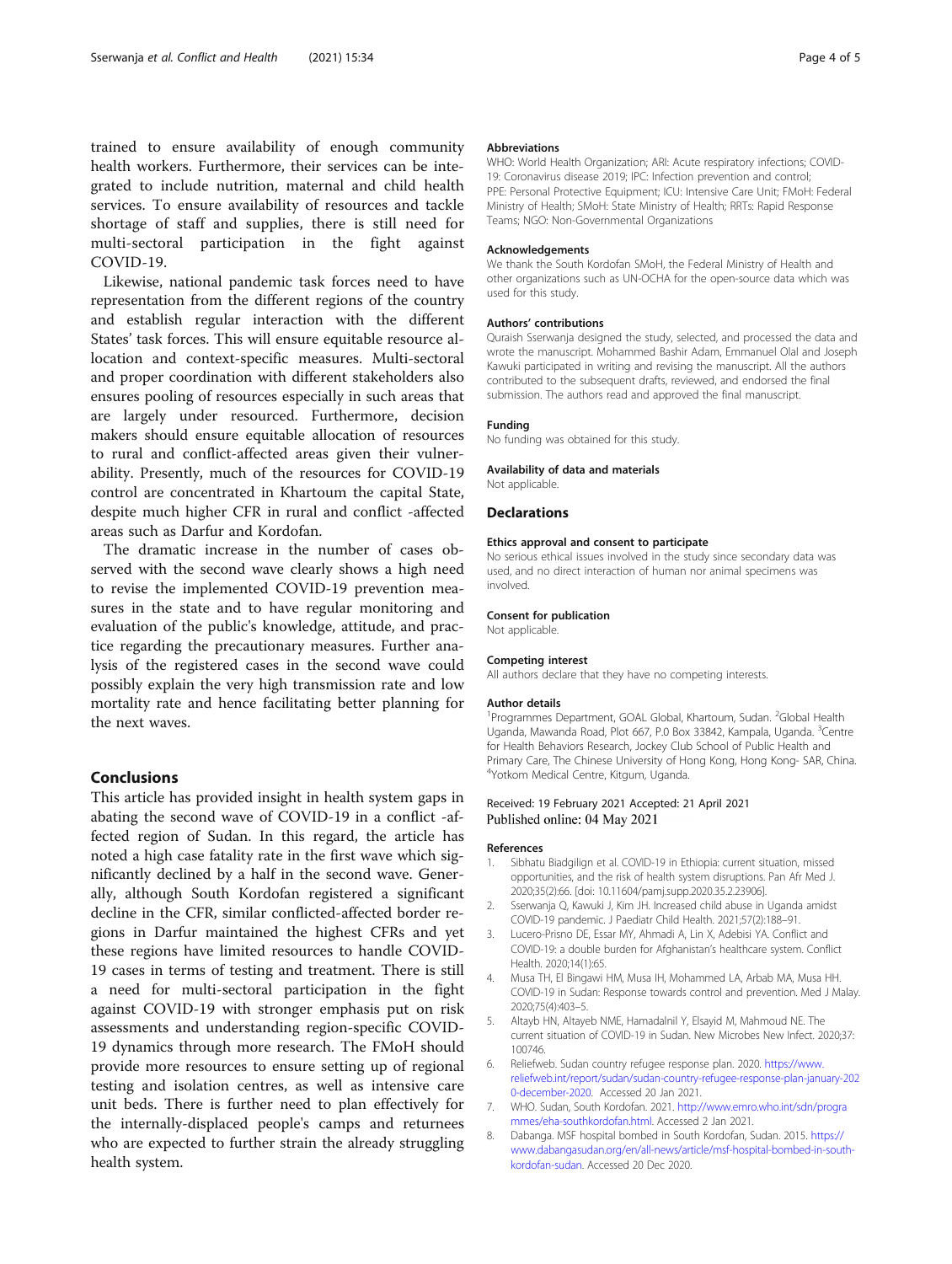trained to ensure availability of enough community health workers. Furthermore, their services can be integrated to include nutrition, maternal and child health services. To ensure availability of resources and tackle shortage of staff and supplies, there is still need for multi-sectoral participation in the fight against COVID-19.

Likewise, national pandemic task forces need to have representation from the different regions of the country and establish regular interaction with the different States' task forces. This will ensure equitable resource allocation and context-specific measures. Multi-sectoral and proper coordination with different stakeholders also ensures pooling of resources especially in such areas that are largely under resourced. Furthermore, decision makers should ensure equitable allocation of resources to rural and conflict-affected areas given their vulnerability. Presently, much of the resources for COVID-19 control are concentrated in Khartoum the capital State, despite much higher CFR in rural and conflict -affected areas such as Darfur and Kordofan.

The dramatic increase in the number of cases observed with the second wave clearly shows a high need to revise the implemented COVID-19 prevention measures in the state and to have regular monitoring and evaluation of the public's knowledge, attitude, and practice regarding the precautionary measures. Further analysis of the registered cases in the second wave could possibly explain the very high transmission rate and low mortality rate and hence facilitating better planning for the next waves.

## Conclusions

This article has provided insight in health system gaps in abating the second wave of COVID-19 in a conflict -affected region of Sudan. In this regard, the article has noted a high case fatality rate in the first wave which significantly declined by a half in the second wave. Generally, although South Kordofan registered a significant decline in the CFR, similar conflicted-affected border regions in Darfur maintained the highest CFRs and yet these regions have limited resources to handle COVID-19 cases in terms of testing and treatment. There is still a need for multi-sectoral participation in the fight against COVID-19 with stronger emphasis put on risk assessments and understanding region-specific COVID-19 dynamics through more research. The FMoH should provide more resources to ensure setting up of regional testing and isolation centres, as well as intensive care unit beds. There is further need to plan effectively for the internally-displaced people's camps and returnees who are expected to further strain the already struggling health system.

#### Abbreviations

WHO: World Health Organization; ARI: Acute respiratory infections; COVID-19: Coronavirus disease 2019; IPC: Infection prevention and control; PPE: Personal Protective Equipment; ICU: Intensive Care Unit; FMoH: Federal Ministry of Health; SMoH: State Ministry of Health; RRTs: Rapid Response Teams; NGO: Non-Governmental Organizations

#### Acknowledgements

We thank the South Kordofan SMoH, the Federal Ministry of Health and other organizations such as UN-OCHA for the open-source data which was used for this study.

#### Authors' contributions

Quraish Sserwanja designed the study, selected, and processed the data and wrote the manuscript. Mohammed Bashir Adam, Emmanuel Olal and Joseph Kawuki participated in writing and revising the manuscript. All the authors contributed to the subsequent drafts, reviewed, and endorsed the final submission. The authors read and approved the final manuscript.

#### Funding

No funding was obtained for this study.

#### Availability of data and materials

Not applicable.

### Declarations

#### Ethics approval and consent to participate

No serious ethical issues involved in the study since secondary data was used, and no direct interaction of human nor animal specimens was involved.

#### Consent for publication

Not applicable.

#### Competing interest

All authors declare that they have no competing interests.

#### Author details

[1]Programmes Department, GOAL Global, Khartoum, Sudan. [2]Global Health Uganda, Mawanda Road, Plot 667, P.0 Box 33842, Kampala, Uganda. [3]Centre for Health Behaviors Research, Jockey Club School of Public Health and Primary Care, The Chinese University of Hong Kong, Hong Kong- SAR, China. [4]Yotkom Medical Centre, Kitgum, Uganda.

Received: 19 February 2021 Accepted: 21 April 2021
Published online: 04 May 2021

#### References

1. Sibhatu Biadgilign et al. COVID-19 in Ethiopia: current situation, missed opportunities, and the risk of health system disruptions. Pan Afr Med J. 2020;35(2):66. [doi: 10.11604/pamj.supp.2020.35.2.23906].
2. Sserwanja Q, Kawuki J, Kim JH. Increased child abuse in Uganda amidst COVID-19 pandemic. J Paediatr Child Health. 2021;57(2):188–91.
3. Lucero-Prisno DE, Essar MY, Ahmadi A, Lin X, Adebisi YA. Conflict and COVID-19: a double burden for Afghanistan's healthcare system. Conflict Health. 2020;14(1):65.
4. Musa TH, El Bingawi HM, Musa IH, Mohammed LA, Arbab MA, Musa HH. COVID-19 in Sudan: Response towards control and prevention. Med J Malay. 2020;75(4):403–5.
5. Altayb HN, Altayeb NME, Hamadalnil Y, Elsayid M, Mahmoud NE. The current situation of COVID-19 in Sudan. New Microbes New Infect. 2020;37:100746.
6. Reliefweb. Sudan country refugee response plan. 2020. https://www.reliefweb.int/report/sudan/sudan-country-refugee-response-plan-january-2020-december-2020. Accessed 20 Jan 2021.
7. WHO. Sudan, South Kordofan. 2021. http://www.emro.who.int/sdn/programmes/eha-southkordofan.html. Accessed 2 Jan 2021.
8. Dabanga. MSF hospital bombed in South Kordofan, Sudan. 2015. https://www.dabangasudan.org/en/all-news/article/msf-hospital-bombed-in-south-kordofan-sudan. Accessed 20 Dec 2020.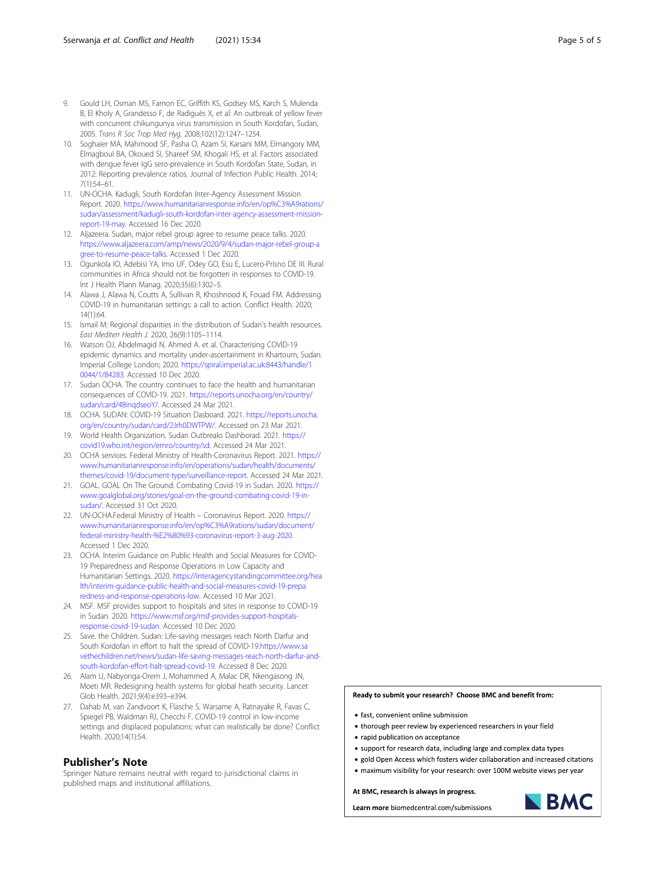9. Gould LH, Osman MS, Farnon EC, Griffith KS, Godsey MS, Karch S, Mulenda B, El Kholy A, Grandesso F, de Radiguès X, et al: An outbreak of yellow fever with concurrent chikungunya virus transmission in South Kordofan, Sudan, 2005. *Trans R Soc Trop Med Hyg.* 2008;102(12):1247–1254.
10. Soghaier MA, Mahmood SF, Pasha O, Azam SI, Karsani MM, Elmangory MM, Elmagboul BA, Okoued SI, Shareef SM, Khogali HS, et al. Factors associated with dengue fever IgG sero-prevalence in South Kordofan State, Sudan, in 2012: Reporting prevalence ratios. Journal of Infection Public Health. 2014; 7(1):54–61.
11. UN-OCHA. Kadugli, South Kordofan Inter-Agency Assessment Mission Report. 2020. https://www.humanitarianresponse.info/en/op%C3%A9rations/sudan/assessment/kadugli-south-kordofan-inter-agency-assessment-mission-report-19-may. Accessed 16 Dec 2020.
12. Aljazeera. Sudan, major rebel group agree to resume peace talks. 2020. https://www.aljazeera.com/amp/news/2020/9/4/sudan-major-rebel-group-agree-to-resume-peace-talks. Accessed 1 Dec 2020.
13. Ogunkola IO, Adebisi YA, Imo UF, Odey GO, Esu E, Lucero-Prisno DE III. Rural communities in Africa should not be forgotten in responses to COVID-19. Int J Health Plann Manag. 2020;35(6):1302–5.
14. Alawa J, Alawa N, Coutts A, Sullivan R, Khoshnood K, Fouad FM. Addressing COVID-19 in humanitarian settings: a call to action. Conflict Health. 2020; 14(1):64.
15. Ismail M: Regional disparities in the distribution of Sudan's health resources. *East Mediterr Health J.* 2020, 26(9):1105–1114.
16. Watson OJ, Abdelmagid N, Ahmed A. et al. Characterising COVID-19 epidemic dynamics and mortality under-ascertainment in Khartoum, Sudan. Imperial College London; 2020. https://spiral.imperial.ac.uk:8443/handle/10044/1/84283. Accessed 10 Dec 2020.
17. Sudan OCHA. The country continues to face the health and humanitarian consequences of COVID-19. 2021. https://reports.unocha.org/en/country/sudan/card/48inqdseoY/. Accessed 24 Mar 2021.
18. OCHA. SUDAN: COVID-19 Situation Dasboard. 2021. https://reports.unocha.org/en/country/sudan/card/2Jrh0DWTPW/. Accessed on 23 Mar 2021.
19. World Health Organization. Sudan Outbreaks Dashborad. 2021. https://covid19.who.int/region/emro/country/sd. Accessed 24 Mar 2021.
20. OCHA services. Federal Ministry of Health-Coronavirus Report. 2021. https://www.humanitarianresponse.info/en/operations/sudan/health/documents/themes/covid-19/document-type/surveillance-report. Accessed 24 Mar 2021.
21. GOAL. GOAL On The Ground: Combating Covid-19 in Sudan. 2020. https://www.goalglobal.org/stories/goal-on-the-ground-combating-covid-19-in-sudan/. Accessed 31 Oct 2020.
22. UN-OCHA.Federal Ministry of Health – Coronavirus Report. 2020. https://www.humanitarianresponse.info/en/op%C3%A9rations/sudan/document/federal-ministry-health-%E2%80%93-coronavirus-report-3-aug-2020. Accessed 1 Dec 2020.
23. OCHA. Interim Guidance on Public Health and Social Measures for COVID-19 Preparedness and Response Operations in Low Capacity and Humanitarian Settings. 2020. https://interagencystandingcommittee.org/health/interim-guidance-public-health-and-social-measures-covid-19-preparedness-and-response-operations-low. Accessed 10 Mar 2021.
24. MSF. MSF provides support to hospitals and sites in response to COVID-19 in Sudan. 2020. https://www.msf.org/msf-provides-support-hospitals-response-covid-19-sudan. Accessed 10 Dec 2020.
25. Save. the Children. Sudan: Life-saving messages reach North Darfur and South Kordofan in effort to halt the spread of COVID-19.https://www.savethechildren.net/news/sudan-life-saving-messages-reach-north-darfur-and-south-kordofan-effort-halt-spread-covid-19. Accessed 8 Dec 2020.
26. Alam U, Nabyonga-Orem J, Mohammed A, Malac DR, Nkengasong JN, Moeti MR. Redesigning health systems for global heath security. Lancet Glob Health. 2021;9(4):e393–e394.
27. Dahab M, van Zandvoort K, Flasche S, Warsame A, Ratnayake R, Favas C, Spiegel PB, Waldman RJ, Checchi F. COVID-19 control in low-income settings and displaced populations: what can realistically be done? Conflict Health. 2020;14(1):54.

## Publisher's Note

Springer Nature remains neutral with regard to jurisdictional claims in published maps and institutional affiliations.

**Ready to submit your research? Choose BMC and benefit from:**

- fast, convenient online submission
- thorough peer review by experienced researchers in your field
- rapid publication on acceptance
- support for research data, including large and complex data types
- gold Open Access which fosters wider collaboration and increased citations
- maximum visibility for your research: over 100M website views per year

**At BMC, research is always in progress.**

**Learn more** biomedcentral.com/submissions

BMC